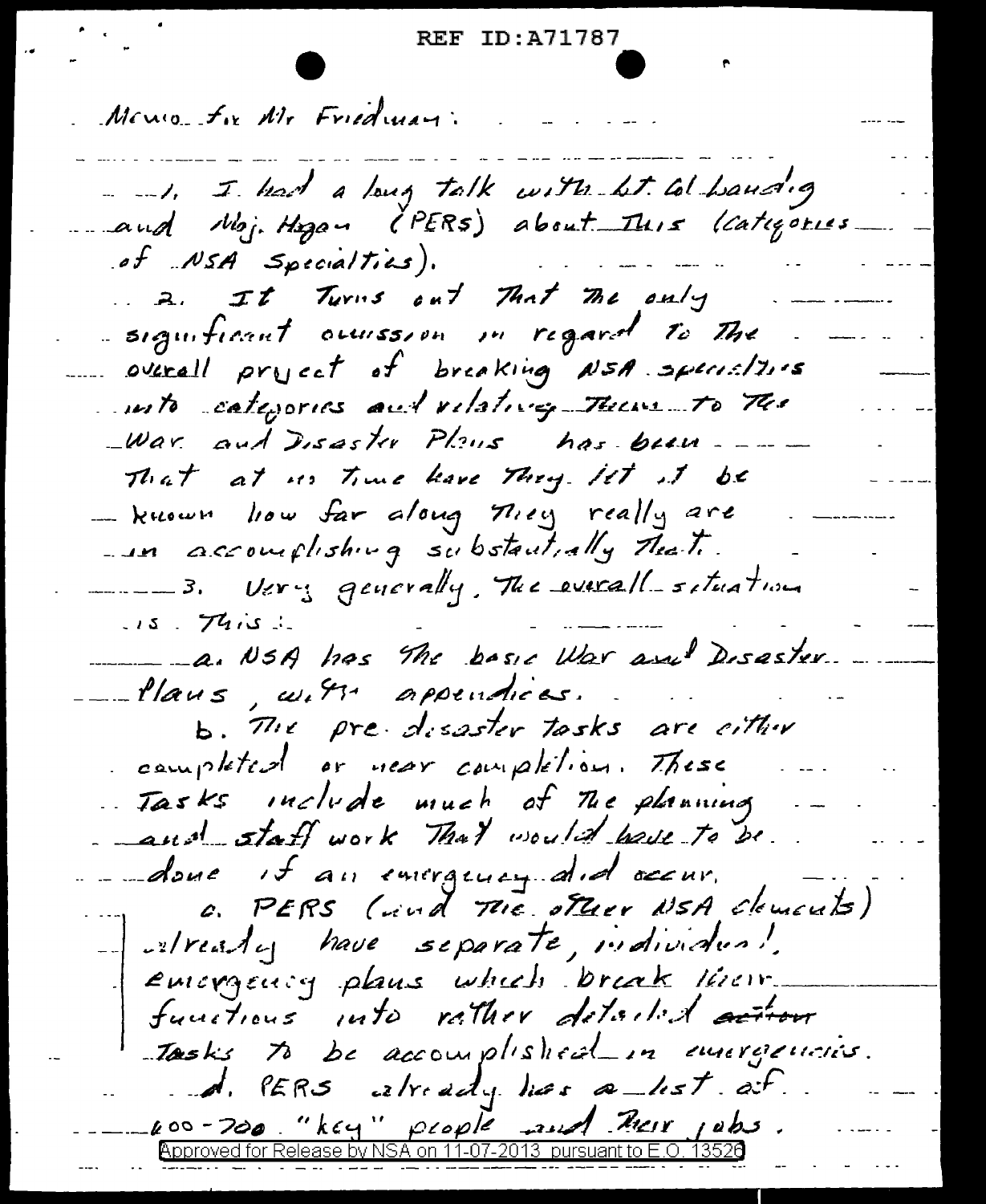Memo for Mr Friedman:

1. I had a long talk with Lt. Col Landig and Maj. Hogan (PERS) about This (Categories of NSA Specialties).

2. It Turns out That The only significant omission in regard to The overall project of breaking NSA specialties into categories and relating Them to The War and Disaster Plans has been That at no Time have They let it be known how far along They really are in accomplishing substantially That.

3. Very generally, The overall situation is This:

a. NSA has The basic War and Disaster Plans, with appendices.

b. The pre-disaster tasks are either completed or near completion. These Tasks include much of The planning and staff work That would have to be done if an emergency did occur.

c. PERS (and The other NSA elements) already have separate, individual, emergency plans which break Their functions into rather detailed ~~action~~ Tasks to be accomplished in emergencies.

d. PERS already has a list of 600-700 "key" people and Their jobs.

Approved for Release by NSA on 11-07-2013 pursuant to E.O. 13526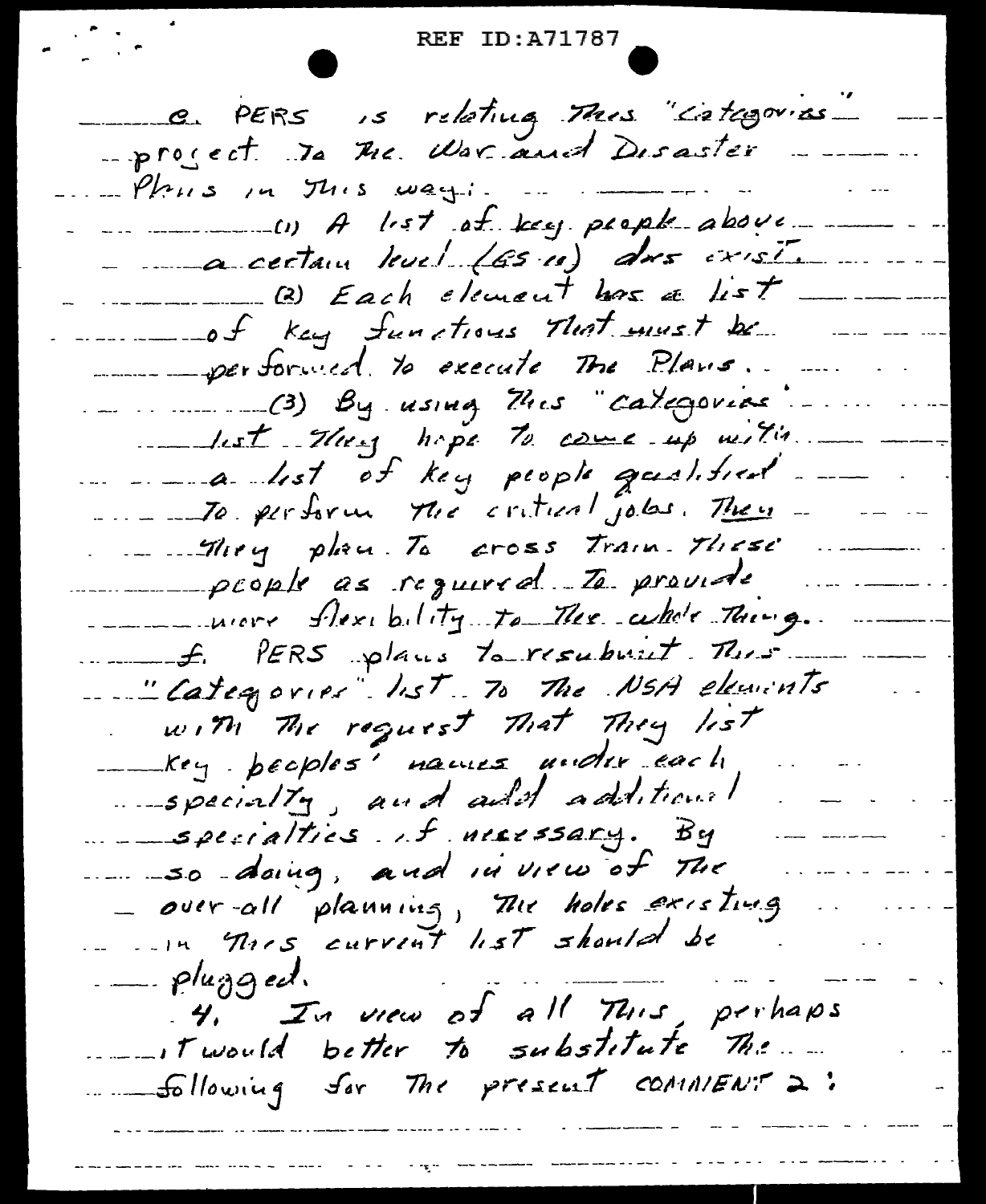e. PERS is relating this "Categories" project to the War and Disaster Plans in this way:

(1) A list of key people above a certain level (GS-11) does exist.

(2) Each element has a list of key functions that must be performed to execute the Plans.

(3) By using this "Categories" list they hope to come up with a list of key people qualified to perform the critical jobs. They They plan to cross train these people as required to provide more flexibility to the whole thing.

f. PERS plans to resubmit this "Categories" list to the NSA elements with the request that they list key peoples' names under each specialty, and add additional specialties if necessary. By so doing, and in view of the over-all planning, the holes existing in this current list should be plugged.

4. In view of all this, perhaps it would better to substitute the following for the present COMMENT 2: